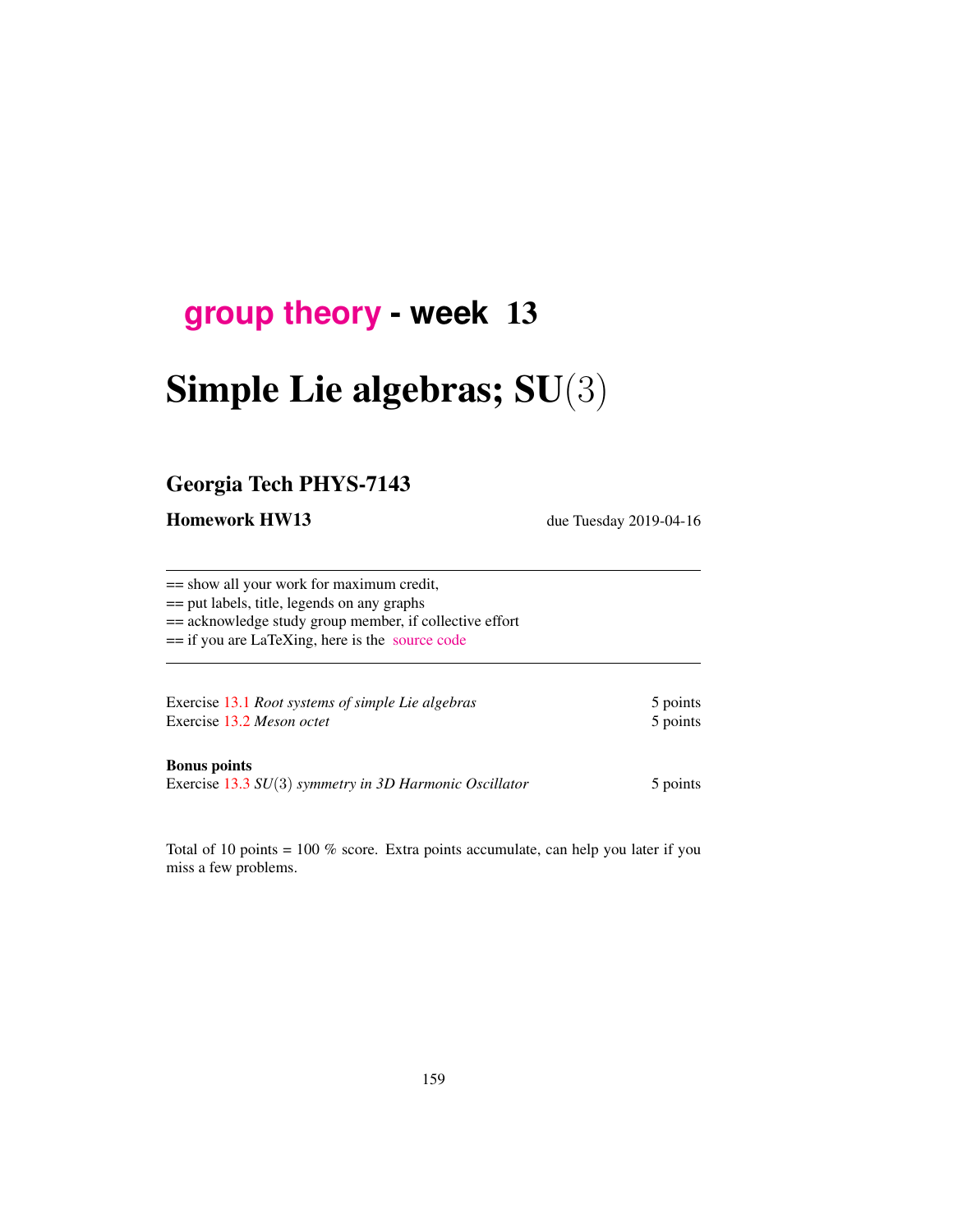# group theory - week 13

# Simple Lie algebras; SU(3)

## Georgia Tech PHYS-7143

**Homework HW13** due Tuesday 2019-04-16

---

== show all your work for maximum credit,
== put labels, title, legends on any graphs
== acknowledge study group member, if collective effort
== if you are LaTeXing, here is the source code

---

Exercise 13.1 *Root systems of simple Lie algebras* 5 points
Exercise 13.2 *Meson octet* 5 points

**Bonus points**
Exercise 13.3 *SU*(3) *symmetry in 3D Harmonic Oscillator* 5 points

Total of 10 points = 100 % score. Extra points accumulate, can help you later if you miss a few problems.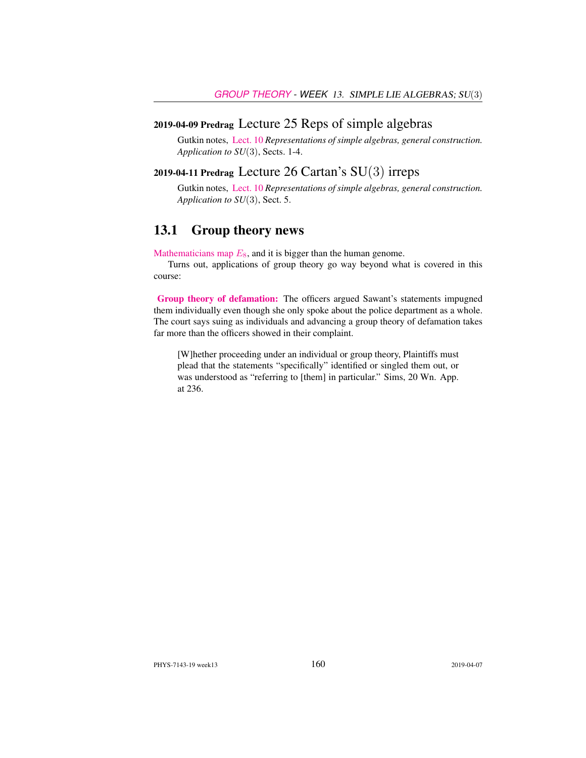### 2019-04-09 Predrag Lecture 25 Reps of simple algebras

Gutkin notes, Lect. 10 *Representations of simple algebras, general construction. Application to SU*(3), Sects. 1-4.

### 2019-04-11 Predrag Lecture 26 Cartan's SU(3) irreps

Gutkin notes, Lect. 10 *Representations of simple algebras, general construction. Application to SU*(3), Sect. 5.

## 13.1 Group theory news

Mathematicians map $E_8$, and it is bigger than the human genome.

Turns out, applications of group theory go way beyond what is covered in this course:

**Group theory of defamation:** The officers argued Sawant's statements impugned them individually even though she only spoke about the police department as a whole. The court says suing as individuals and advancing a group theory of defamation takes far more than the officers showed in their complaint.

> [W]hether proceeding under an individual or group theory, Plaintiffs must plead that the statements "specifically" identified or singled them out, or was understood as "referring to [them] in particular." Sims, 20 Wn. App. at 236.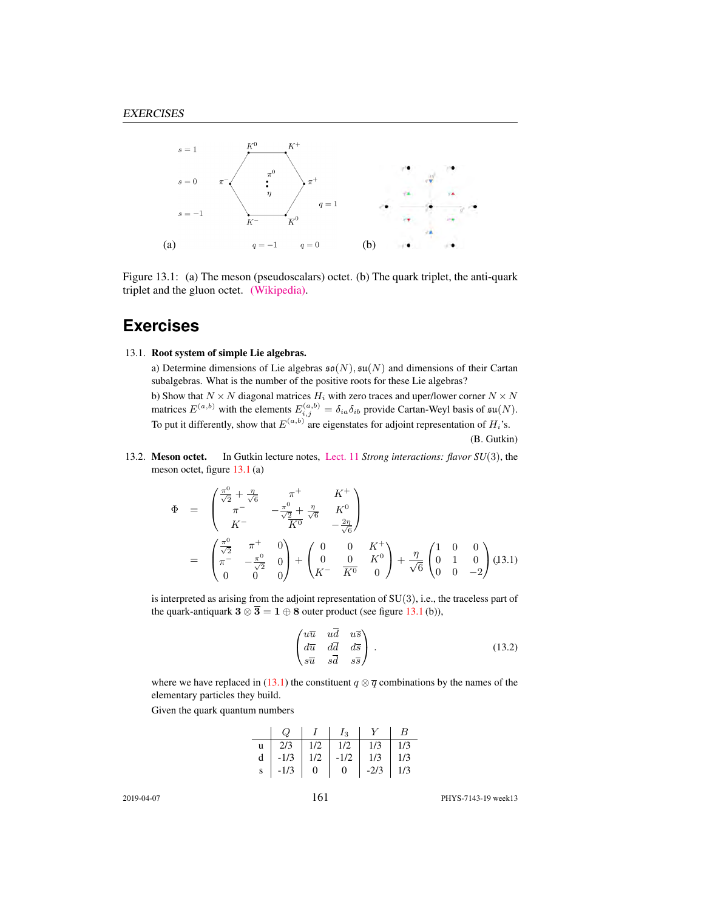Figure 13.1: (a) The meson (pseudoscalars) octet. (b) The quark triplet, the anti-quark triplet and the gluon octet. (Wikipedia).

# Exercises

13.1. **Root system of simple Lie algebras.**

a) Determine dimensions of Lie algebras $\mathfrak{so}(N), \mathfrak{su}(N)$ and dimensions of their Cartan subalgebras. What is the number of the positive roots for these Lie algebras?

b) Show that $N \times N$ diagonal matrices $H_i$ with zero traces and uper/lower corner $N \times N$ matrices $E^{(a,b)}$ with the elements $E^{(a,b)}_{i,j} = \delta_{ia}\delta_{ib}$ provide Cartan-Weyl basis of $\mathfrak{su}(N)$. To put it differently, show that $E^{(a,b)}$ are eigenstates for adjoint representation of $H_i$'s.

(B. Gutkin)

13.2. **Meson octet.** In Gutkin lecture notes, Lect. 11 *Strong interactions: flavor SU(3)*, the meson octet, figure 13.1 (a)

$$\Phi = \begin{pmatrix} \frac{\pi^0}{\sqrt{2}} + \frac{\eta}{\sqrt{6}} & \pi^+ & K^+ \\ \pi^- & -\frac{\pi^0}{\sqrt{2}} + \frac{\eta}{\sqrt{6}} & K^0 \\ K^- & \overline{K^0} & -\frac{2\eta}{\sqrt{6}} \end{pmatrix}$$

$$= \begin{pmatrix} \frac{\pi^0}{\sqrt{2}} & \pi^+ & 0 \\ \pi^- & -\frac{\pi^0}{\sqrt{2}} & 0 \\ 0 & 0 & 0 \end{pmatrix} + \begin{pmatrix} 0 & 0 & K^+ \\ 0 & 0 & K^0 \\ K^- & \overline{K^0} & 0 \end{pmatrix} + \frac{\eta}{\sqrt{6}} \begin{pmatrix} 1 & 0 & 0 \\ 0 & 1 & 0 \\ 0 & 0 & -2 \end{pmatrix} \quad (13.1)$$

is interpreted as arising from the adjoint representation of SU(3), i.e., the traceless part of the quark-antiquark $\mathbf{3} \otimes \overline{\mathbf{3}} = \mathbf{1} \oplus \mathbf{8}$ outer product (see figure 13.1 (b)),

$$\begin{pmatrix} u\overline{u} & u\overline{d} & u\overline{s} \\ d\overline{u} & d\overline{d} & d\overline{s} \\ s\overline{u} & s\overline{d} & s\overline{s} \end{pmatrix} . \quad (13.2)$$

where we have replaced in (13.1) the constituent $q \otimes \overline{q}$ combinations by the names of the elementary particles they build.

Given the quark quantum numbers

| | $Q$ | $I$ | $I_3$ | $Y$ | $B$ |
|---|---|---|---|---|---|
| u | 2/3 | 1/2 | 1/2 | 1/3 | 1/3 |
| d | -1/3 | 1/2 | -1/2 | 1/3 | 1/3 |
| s | -1/3 | 0 | 0 | -2/3 | 1/3 |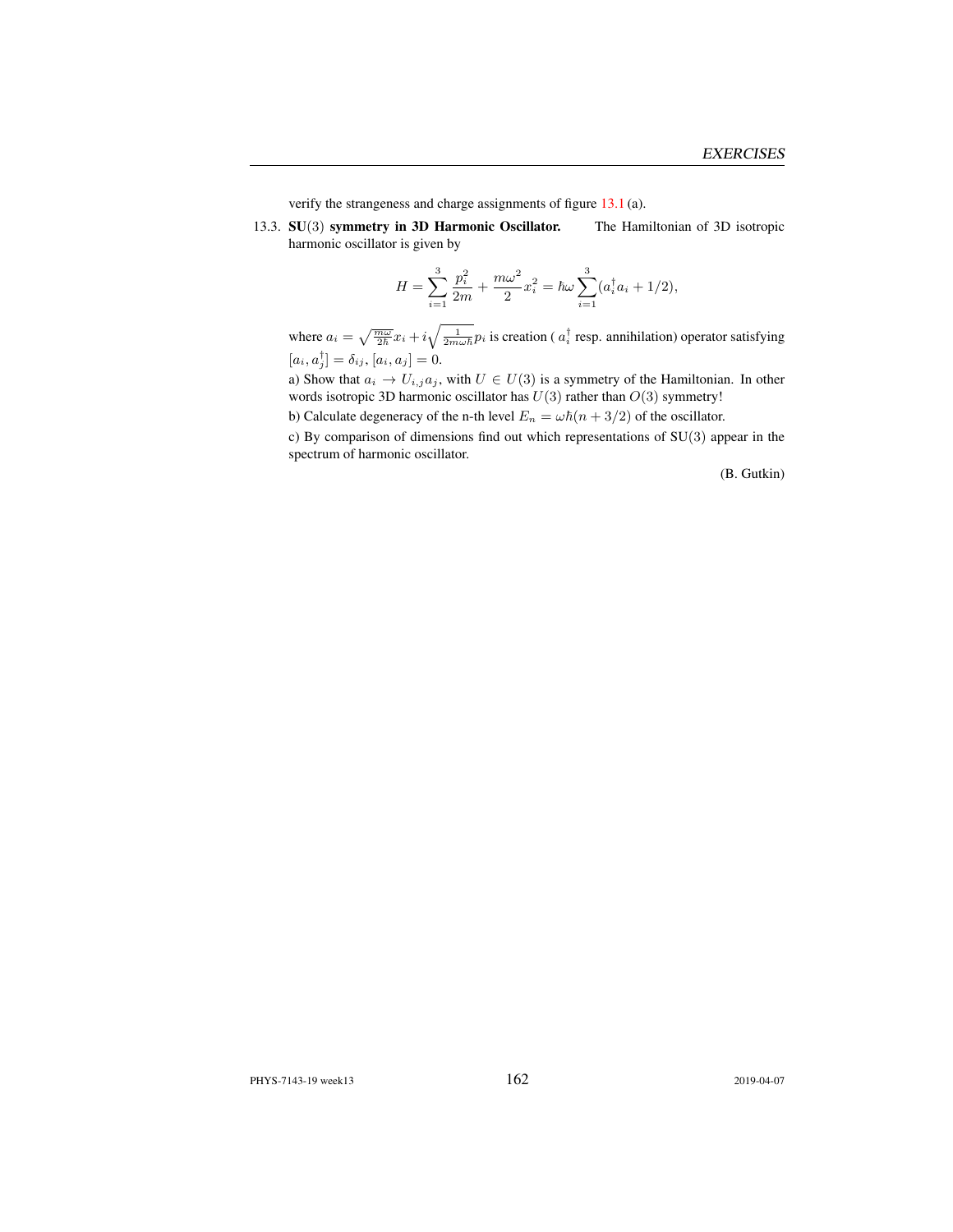verify the strangeness and charge assignments of figure 13.1 (a).

13.3. **SU(3) symmetry in 3D Harmonic Oscillator.** The Hamiltonian of 3D isotropic harmonic oscillator is given by

$$H = \sum_{i=1}^{3} \frac{p_i^2}{2m} + \frac{m\omega^2}{2} x_i^2 = \hbar\omega \sum_{i=1}^{3} (a_i^\dagger a_i + 1/2),$$

where $a_i = \sqrt{\frac{m\omega}{2\hbar}} x_i + i\sqrt{\frac{1}{2m\omega\hbar}} p_i$ is creation ( $a_i^\dagger$ resp. annihilation) operator satisfying $[a_i, a_j^\dagger] = \delta_{ij}$, $[a_i, a_j] = 0$.

a) Show that $a_i \to U_{i,j} a_j$, with $U \in U(3)$ is a symmetry of the Hamiltonian. In other words isotropic 3D harmonic oscillator has $U(3)$ rather than $O(3)$ symmetry!

b) Calculate degeneracy of the n-th level $E_n = \omega\hbar(n + 3/2)$ of the oscillator.

c) By comparison of dimensions find out which representations of SU(3) appear in the spectrum of harmonic oscillator.

(B. Gutkin)